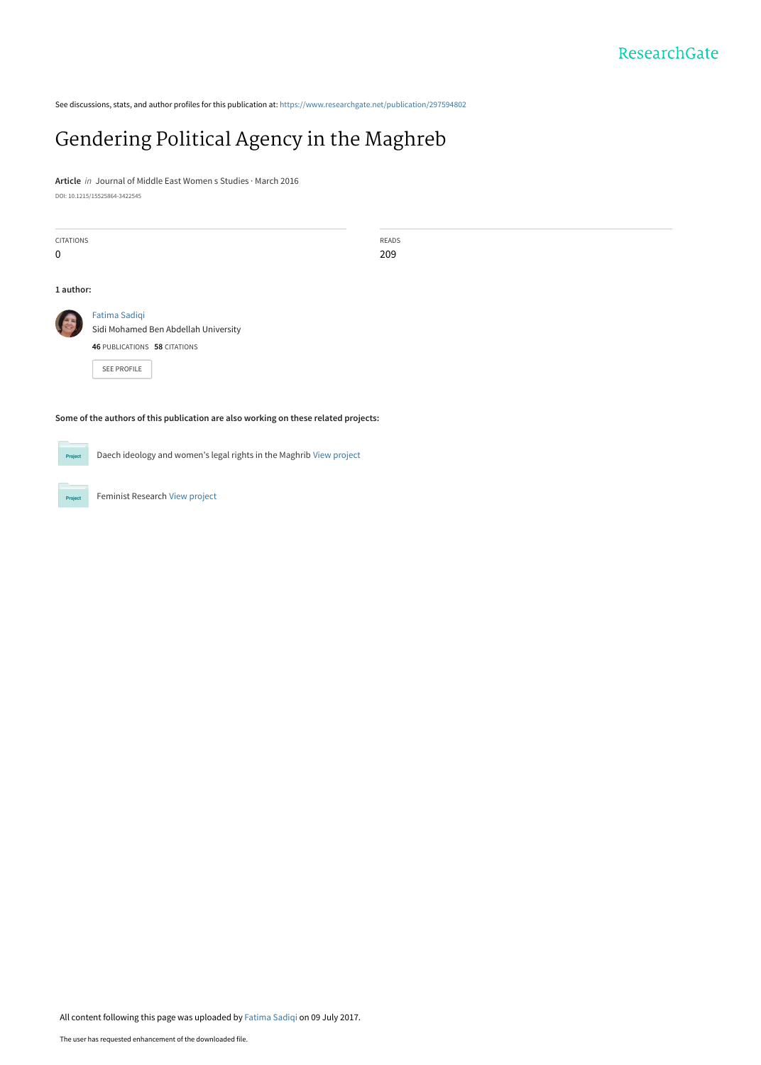ResearchGate

See discussions, stats, and author profiles for this publication at: https://www.researchgate.net/publication/297594802

# Gendering Political Agency in the Maghreb

**Article** *in* Journal of Middle East Women s Studies · March 2016

DOI: 10.1215/15525864-3422545

| CITATIONS | READS |
| --- | --- |
| 0 | 209 |

**1 author:**

Fatima Sadiqi
Sidi Mohamed Ben Abdellah University
**46** PUBLICATIONS **58** CITATIONS

SEE PROFILE

**Some of the authors of this publication are also working on these related projects:**

Project: Daech ideology and women's legal rights in the Maghrib View project

Project: Feminist Research View project

All content following this page was uploaded by Fatima Sadiqi on 09 July 2017.

The user has requested enhancement of the downloaded file.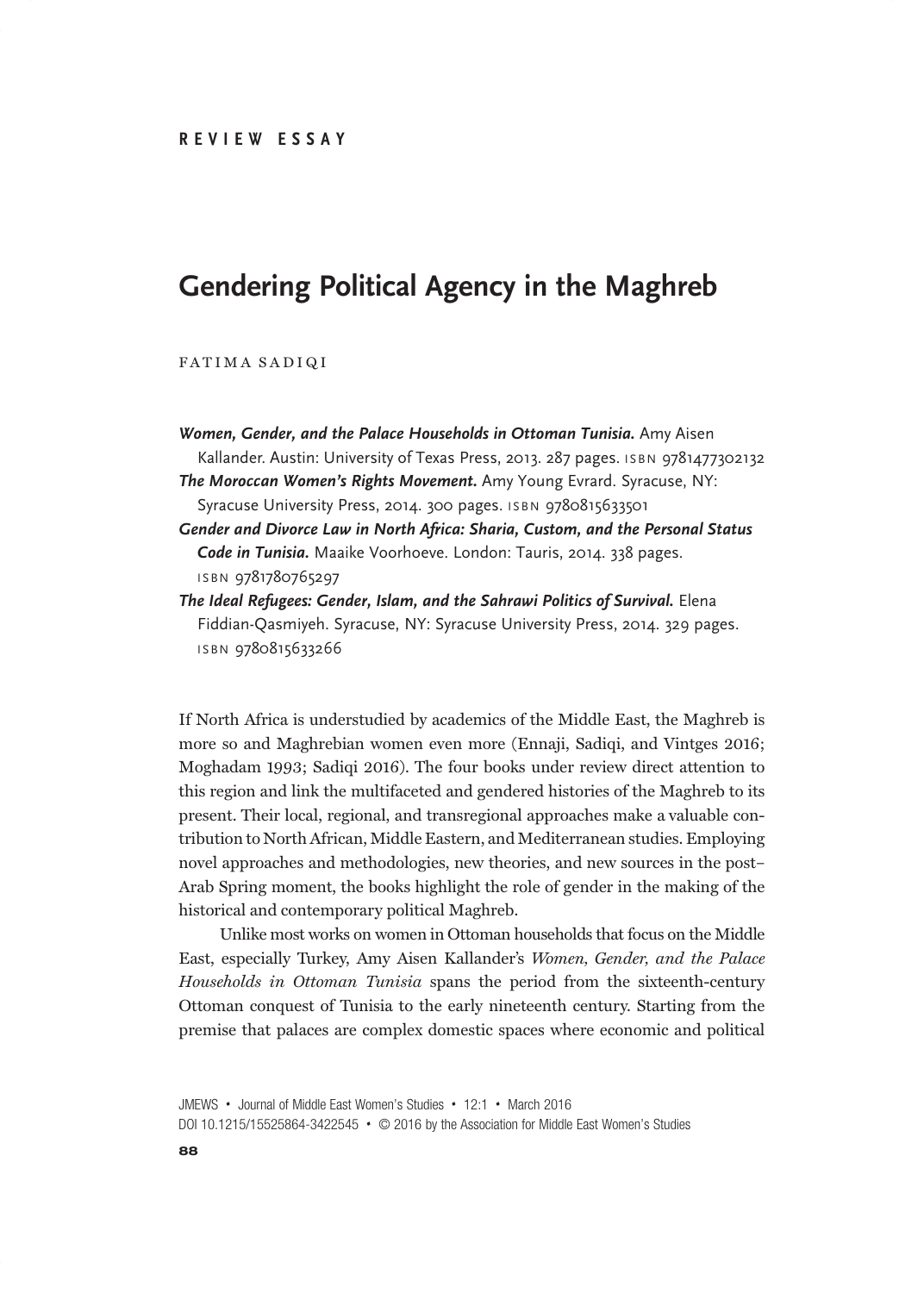REVIEW ESSAY

# Gendering Political Agency in the Maghreb

FATIMA SADIQI

***Women, Gender, and the Palace Households in Ottoman Tunisia.*** Amy Aisen Kallander. Austin: University of Texas Press, 2013. 287 pages. ISBN 9781477302132

***The Moroccan Women's Rights Movement.*** Amy Young Evrard. Syracuse, NY: Syracuse University Press, 2014. 300 pages. ISBN 9780815633501

***Gender and Divorce Law in North Africa: Sharia, Custom, and the Personal Status Code in Tunisia.*** Maaike Voorhoeve. London: Tauris, 2014. 338 pages. ISBN 9781780765297

***The Ideal Refugees: Gender, Islam, and the Sahrawi Politics of Survival.*** Elena Fiddian-Qasmiyeh. Syracuse, NY: Syracuse University Press, 2014. 329 pages. ISBN 9780815633266

If North Africa is understudied by academics of the Middle East, the Maghreb is more so and Maghrebian women even more (Ennaji, Sadiqi, and Vintges 2016; Moghadam 1993; Sadiqi 2016). The four books under review direct attention to this region and link the multifaceted and gendered histories of the Maghreb to its present. Their local, regional, and transregional approaches make a valuable contribution to North African, Middle Eastern, and Mediterranean studies. Employing novel approaches and methodologies, new theories, and new sources in the post–Arab Spring moment, the books highlight the role of gender in the making of the historical and contemporary political Maghreb.

Unlike most works on women in Ottoman households that focus on the Middle East, especially Turkey, Amy Aisen Kallander's *Women, Gender, and the Palace Households in Ottoman Tunisia* spans the period from the sixteenth-century Ottoman conquest of Tunisia to the early nineteenth century. Starting from the premise that palaces are complex domestic spaces where economic and political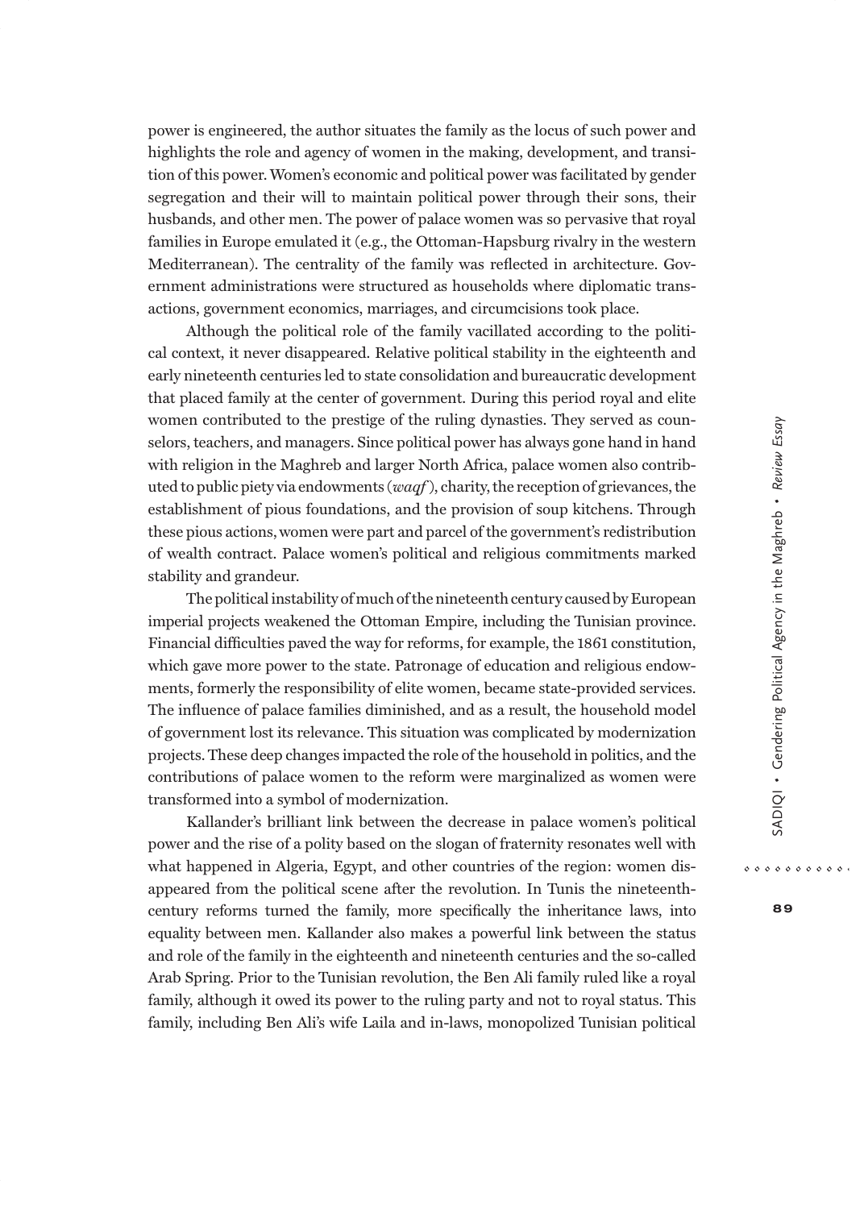power is engineered, the author situates the family as the locus of such power and highlights the role and agency of women in the making, development, and transition of this power. Women's economic and political power was facilitated by gender segregation and their will to maintain political power through their sons, their husbands, and other men. The power of palace women was so pervasive that royal families in Europe emulated it (e.g., the Ottoman-Hapsburg rivalry in the western Mediterranean). The centrality of the family was reflected in architecture. Government administrations were structured as households where diplomatic transactions, government economics, marriages, and circumcisions took place.

Although the political role of the family vacillated according to the political context, it never disappeared. Relative political stability in the eighteenth and early nineteenth centuries led to state consolidation and bureaucratic development that placed family at the center of government. During this period royal and elite women contributed to the prestige of the ruling dynasties. They served as counselors, teachers, and managers. Since political power has always gone hand in hand with religion in the Maghreb and larger North Africa, palace women also contributed to public piety via endowments (*waqf*), charity, the reception of grievances, the establishment of pious foundations, and the provision of soup kitchens. Through these pious actions, women were part and parcel of the government's redistribution of wealth contract. Palace women's political and religious commitments marked stability and grandeur.

The political instability of much of the nineteenth century caused by European imperial projects weakened the Ottoman Empire, including the Tunisian province. Financial difficulties paved the way for reforms, for example, the 1861 constitution, which gave more power to the state. Patronage of education and religious endowments, formerly the responsibility of elite women, became state-provided services. The influence of palace families diminished, and as a result, the household model of government lost its relevance. This situation was complicated by modernization projects. These deep changes impacted the role of the household in politics, and the contributions of palace women to the reform were marginalized as women were transformed into a symbol of modernization.

Kallander's brilliant link between the decrease in palace women's political power and the rise of a polity based on the slogan of fraternity resonates well with what happened in Algeria, Egypt, and other countries of the region: women disappeared from the political scene after the revolution. In Tunis the nineteenth-century reforms turned the family, more specifically the inheritance laws, into equality between men. Kallander also makes a powerful link between the status and role of the family in the eighteenth and nineteenth centuries and the so-called Arab Spring. Prior to the Tunisian revolution, the Ben Ali family ruled like a royal family, although it owed its power to the ruling party and not to royal status. This family, including Ben Ali's wife Laila and in-laws, monopolized Tunisian political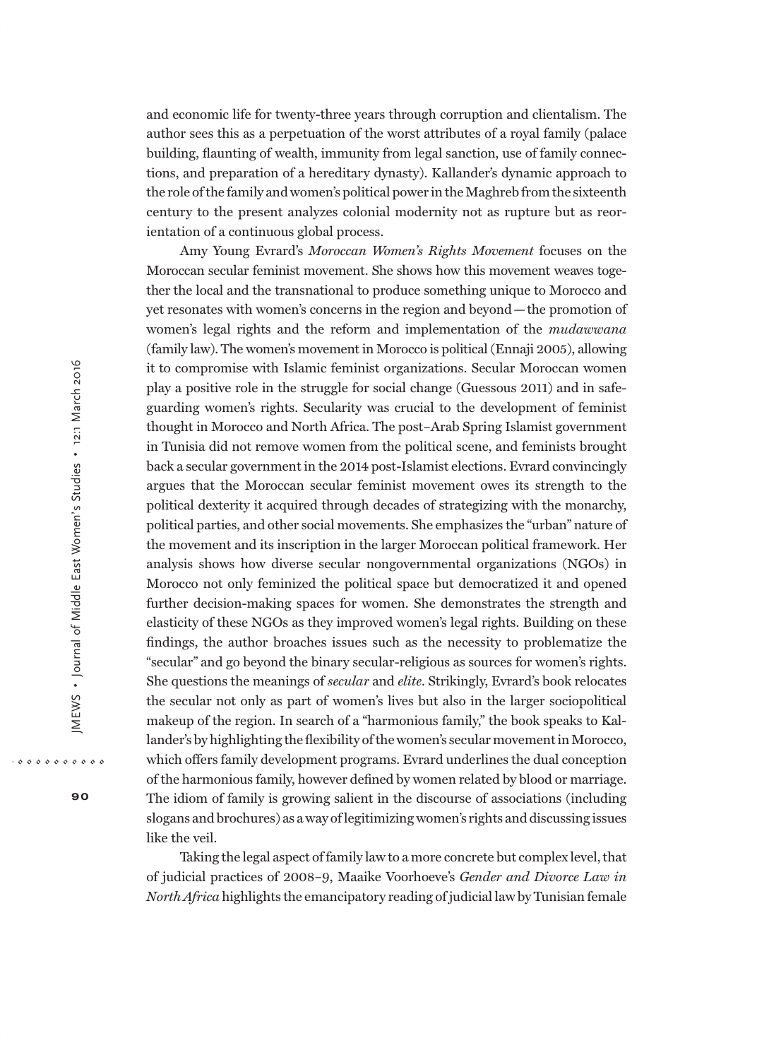and economic life for twenty-three years through corruption and clientalism. The author sees this as a perpetuation of the worst attributes of a royal family (palace building, flaunting of wealth, immunity from legal sanction, use of family connections, and preparation of a hereditary dynasty). Kallander's dynamic approach to the role of the family and women's political power in the Maghreb from the sixteenth century to the present analyzes colonial modernity not as rupture but as reorientation of a continuous global process.

Amy Young Evrard's *Moroccan Women's Rights Movement* focuses on the Moroccan secular feminist movement. She shows how this movement weaves together the local and the transnational to produce something unique to Morocco and yet resonates with women's concerns in the region and beyond — the promotion of women's legal rights and the reform and implementation of the *mudawwana* (family law). The women's movement in Morocco is political (Ennaji 2005), allowing it to compromise with Islamic feminist organizations. Secular Moroccan women play a positive role in the struggle for social change (Guessous 2011) and in safeguarding women's rights. Secularity was crucial to the development of feminist thought in Morocco and North Africa. The post–Arab Spring Islamist government in Tunisia did not remove women from the political scene, and feminists brought back a secular government in the 2014 post-Islamist elections. Evrard convincingly argues that the Moroccan secular feminist movement owes its strength to the political dexterity it acquired through decades of strategizing with the monarchy, political parties, and other social movements. She emphasizes the "urban" nature of the movement and its inscription in the larger Moroccan political framework. Her analysis shows how diverse secular nongovernmental organizations (NGOs) in Morocco not only feminized the political space but democratized it and opened further decision-making spaces for women. She demonstrates the strength and elasticity of these NGOs as they improved women's legal rights. Building on these findings, the author broaches issues such as the necessity to problematize the "secular" and go beyond the binary secular-religious as sources for women's rights. She questions the meanings of *secular* and *elite*. Strikingly, Evrard's book relocates the secular not only as part of women's lives but also in the larger sociopolitical makeup of the region. In search of a "harmonious family," the book speaks to Kallander's by highlighting the flexibility of the women's secular movement in Morocco, which offers family development programs. Evrard underlines the dual conception of the harmonious family, however defined by women related by blood or marriage. The idiom of family is growing salient in the discourse of associations (including slogans and brochures) as a way of legitimizing women's rights and discussing issues like the veil.

Taking the legal aspect of family law to a more concrete but complex level, that of judicial practices of 2008–9, Maaike Voorhoeve's *Gender and Divorce Law in North Africa* highlights the emancipatory reading of judicial law by Tunisian female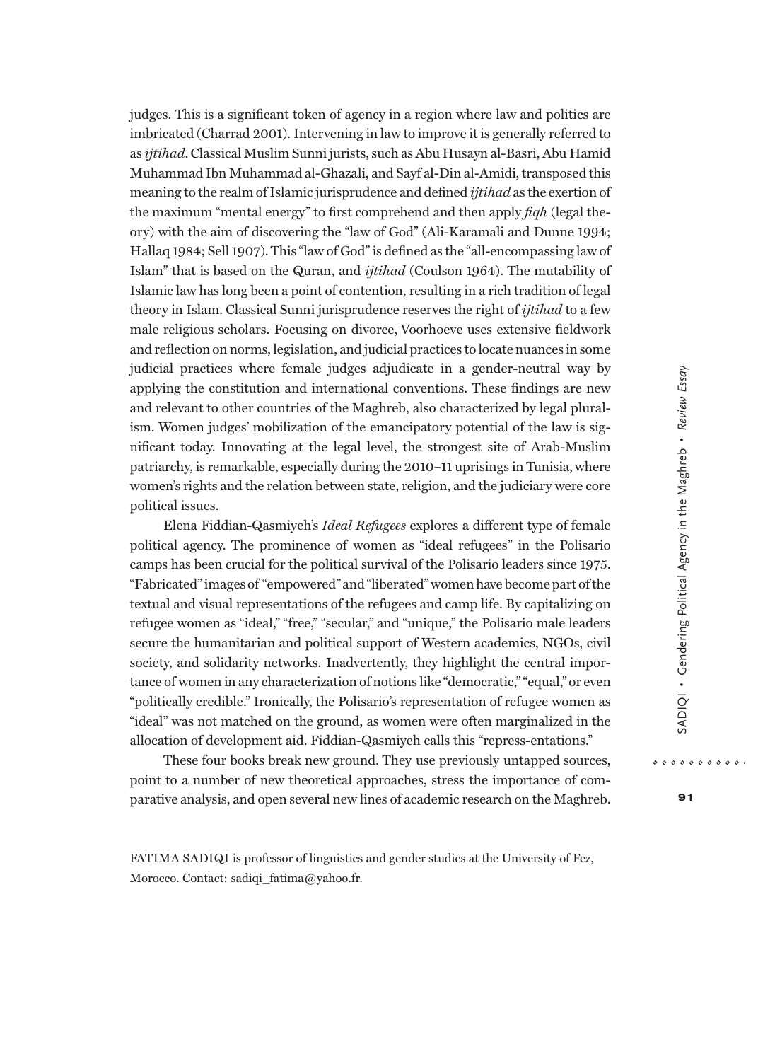judges. This is a significant token of agency in a region where law and politics are imbricated (Charrad 2001). Intervening in law to improve it is generally referred to as *ijtihad*. Classical Muslim Sunni jurists, such as Abu Husayn al-Basri, Abu Hamid Muhammad Ibn Muhammad al-Ghazali, and Sayf al-Din al-Amidi, transposed this meaning to the realm of Islamic jurisprudence and defined *ijtihad* as the exertion of the maximum "mental energy" to first comprehend and then apply *fiqh* (legal theory) with the aim of discovering the "law of God" (Ali-Karamali and Dunne 1994; Hallaq 1984; Sell 1907). This "law of God" is defined as the "all-encompassing law of Islam" that is based on the Quran, and *ijtihad* (Coulson 1964). The mutability of Islamic law has long been a point of contention, resulting in a rich tradition of legal theory in Islam. Classical Sunni jurisprudence reserves the right of *ijtihad* to a few male religious scholars. Focusing on divorce, Voorhoeve uses extensive fieldwork and reflection on norms, legislation, and judicial practices to locate nuances in some judicial practices where female judges adjudicate in a gender-neutral way by applying the constitution and international conventions. These findings are new and relevant to other countries of the Maghreb, also characterized by legal pluralism. Women judges' mobilization of the emancipatory potential of the law is significant today. Innovating at the legal level, the strongest site of Arab-Muslim patriarchy, is remarkable, especially during the 2010–11 uprisings in Tunisia, where women's rights and the relation between state, religion, and the judiciary were core political issues.

Elena Fiddian-Qasmiyeh's *Ideal Refugees* explores a different type of female political agency. The prominence of women as "ideal refugees" in the Polisario camps has been crucial for the political survival of the Polisario leaders since 1975. "Fabricated" images of "empowered" and "liberated" women have become part of the textual and visual representations of the refugees and camp life. By capitalizing on refugee women as "ideal," "free," "secular," and "unique," the Polisario male leaders secure the humanitarian and political support of Western academics, NGOs, civil society, and solidarity networks. Inadvertently, they highlight the central importance of women in any characterization of notions like "democratic," "equal," or even "politically credible." Ironically, the Polisario's representation of refugee women as "ideal" was not matched on the ground, as women were often marginalized in the allocation of development aid. Fiddian-Qasmiyeh calls this "repress-entations."

These four books break new ground. They use previously untapped sources, point to a number of new theoretical approaches, stress the importance of comparative analysis, and open several new lines of academic research on the Maghreb.

FATIMA SADIQI is professor of linguistics and gender studies at the University of Fez, Morocco. Contact: sadiqi_fatima@yahoo.fr.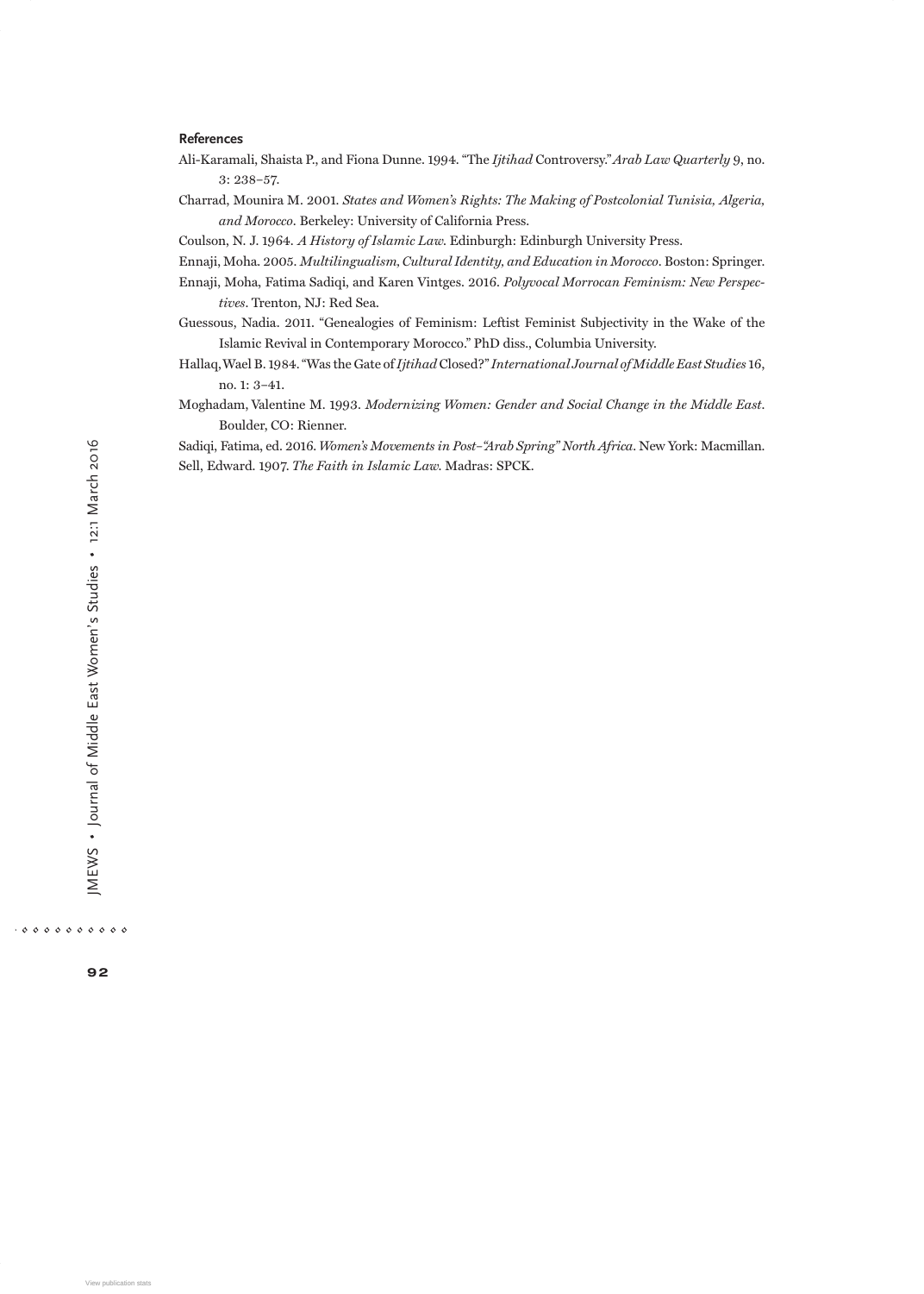### References

Ali-Karamali, Shaista P., and Fiona Dunne. 1994. "The *Ijtihad* Controversy." *Arab Law Quarterly* 9, no. 3: 238–57.

Charrad, Mounira M. 2001. *States and Women's Rights: The Making of Postcolonial Tunisia, Algeria, and Morocco*. Berkeley: University of California Press.

Coulson, N. J. 1964. *A History of Islamic Law*. Edinburgh: Edinburgh University Press.

Ennaji, Moha. 2005. *Multilingualism, Cultural Identity, and Education in Morocco*. Boston: Springer.

Ennaji, Moha, Fatima Sadiqi, and Karen Vintges. 2016. *Polyvocal Morrocan Feminism: New Perspectives*. Trenton, NJ: Red Sea.

Guessous, Nadia. 2011. "Genealogies of Feminism: Leftist Feminist Subjectivity in the Wake of the Islamic Revival in Contemporary Morocco." PhD diss., Columbia University.

Hallaq, Wael B. 1984. "Was the Gate of *Ijtihad* Closed?" *International Journal of Middle East Studies* 16, no. 1: 3–41.

Moghadam, Valentine M. 1993. *Modernizing Women: Gender and Social Change in the Middle East*. Boulder, CO: Rienner.

Sadiqi, Fatima, ed. 2016. *Women's Movements in Post–"Arab Spring" North Africa*. New York: Macmillan.

Sell, Edward. 1907. *The Faith in Islamic Law*. Madras: SPCK.